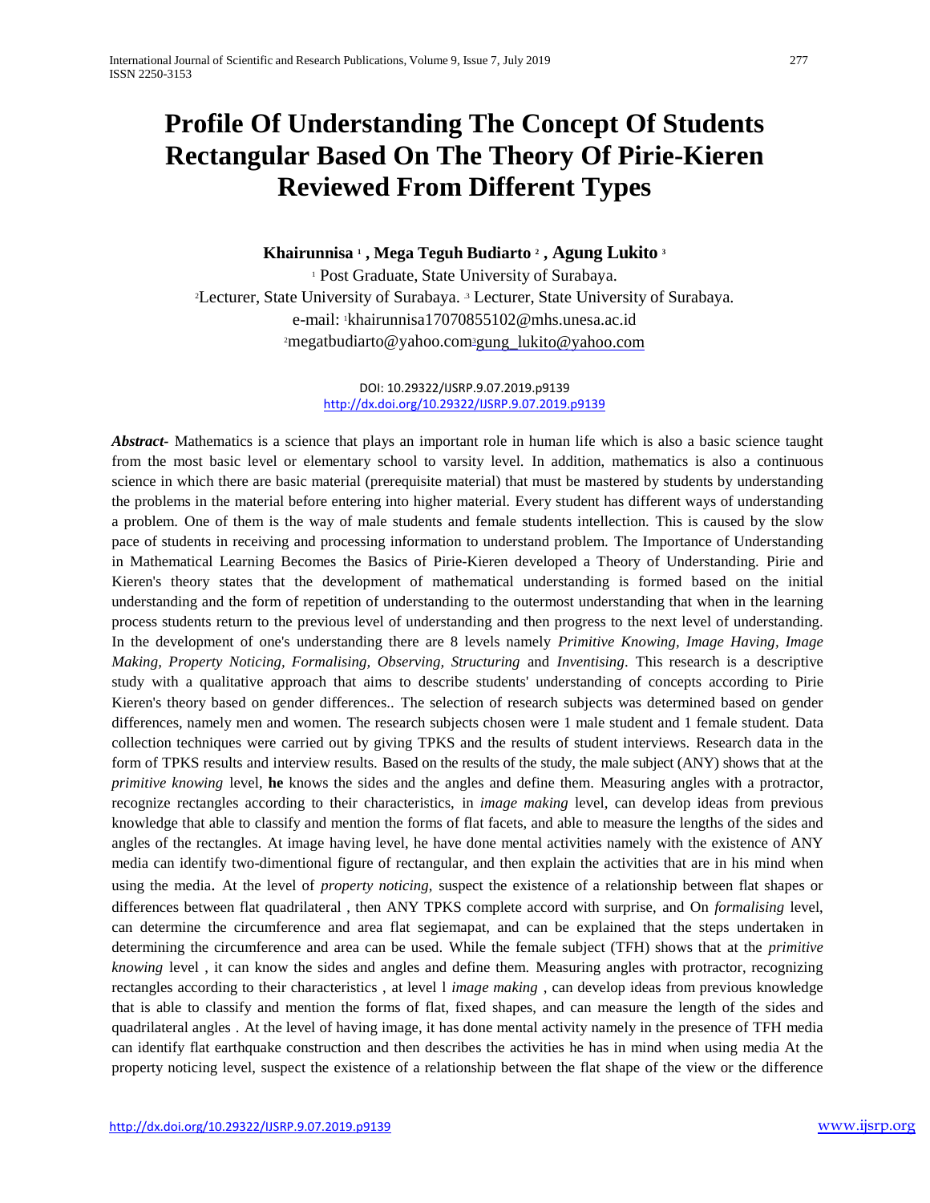# Profile Of Understanding The Concept Of Students Rectangular Based On The Theory Of Pirie-Kieren Reviewed From Different Types

**Khairunnisa [1] , Mega Teguh Budiarto [2] , Agung Lukito [3]**

[1] Post Graduate, State University of Surabaya.
[2]Lecturer, State University of Surabaya. [3] Lecturer, State University of Surabaya.
e-mail: [1]khairunnisa17070855102@mhs.unesa.ac.id
[2]megatbudiarto@yahoo.com[3]gung_lukito@yahoo.com

DOI: 10.29322/IJSRP.9.07.2019.p9139
http://dx.doi.org/10.29322/IJSRP.9.07.2019.p9139

***Abstract-*** Mathematics is a science that plays an important role in human life which is also a basic science taught from the most basic level or elementary school to varsity level. In addition, mathematics is also a continuous science in which there are basic material (prerequisite material) that must be mastered by students by understanding the problems in the material before entering into higher material. Every student has different ways of understanding a problem. One of them is the way of male students and female students intellection. This is caused by the slow pace of students in receiving and processing information to understand problem. The Importance of Understanding in Mathematical Learning Becomes the Basics of Pirie-Kieren developed a Theory of Understanding. Pirie and Kieren's theory states that the development of mathematical understanding is formed based on the initial understanding and the form of repetition of understanding to the outermost understanding that when in the learning process students return to the previous level of understanding and then progress to the next level of understanding. In the development of one's understanding there are 8 levels namely *Primitive Knowing*, *Image Having, Image Making, Property Noticing*, *Formalising, Observing, Structuring* and *Inventising*. This research is a descriptive study with a qualitative approach that aims to describe students' understanding of concepts according to Pirie Kieren's theory based on gender differences.. The selection of research subjects was determined based on gender differences, namely men and women. The research subjects chosen were 1 male student and 1 female student. Data collection techniques were carried out by giving TPKS and the results of student interviews. Research data in the form of TPKS results and interview results. Based on the results of the study, the male subject (ANY) shows that at the *primitive knowing* level, **he** knows the sides and the angles and define them. Measuring angles with a protractor, recognize rectangles according to their characteristics, in *image making* level, can develop ideas from previous knowledge that able to classify and mention the forms of flat facets, and able to measure the lengths of the sides and angles of the rectangles. At image having level, he have done mental activities namely with the existence of ANY media can identify two-dimentional figure of rectangular, and then explain the activities that are in his mind when using the media. At the level of *property noticing*, suspect the existence of a relationship between flat shapes or differences between flat quadrilateral , then ANY TPKS complete accord with surprise, and On *formalising* level, can determine the circumference and area flat segiemapat, and can be explained that the steps undertaken in determining the circumference and area can be used. While the female subject (TFH) shows that at the *primitive knowing* level , it can know the sides and angles and define them. Measuring angles with protractor, recognizing rectangles according to their characteristics , at level l *image making* , can develop ideas from previous knowledge that is able to classify and mention the forms of flat, fixed shapes, and can measure the length of the sides and quadrilateral angles . At the level of having image, it has done mental activity namely in the presence of TFH media can identify flat earthquake construction and then describes the activities he has in mind when using media At the property noticing level, suspect the existence of a relationship between the flat shape of the view or the difference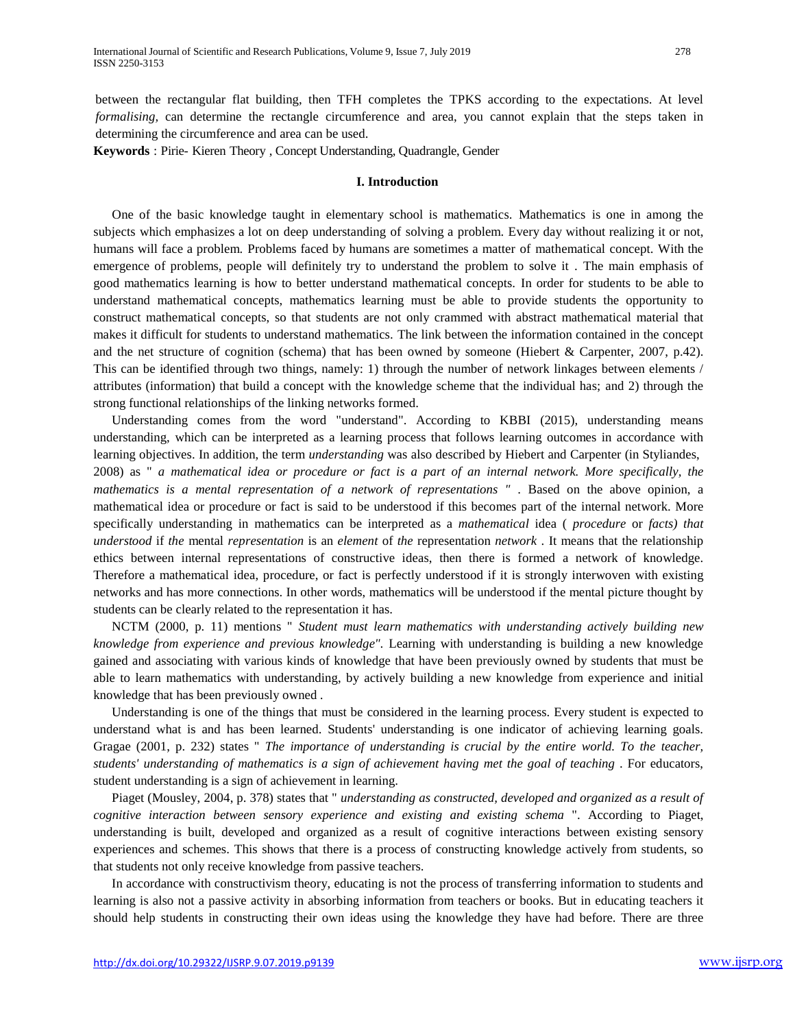between the rectangular flat building, then TFH completes the TPKS according to the expectations. At level *formalising,* can determine the rectangle circumference and area, you cannot explain that the steps taken in determining the circumference and area can be used.

**Keywords** : Pirie- Kieren Theory , Concept Understanding, Quadrangle, Gender

## I. Introduction

One of the basic knowledge taught in elementary school is mathematics. Mathematics is one in among the subjects which emphasizes a lot on deep understanding of solving a problem. Every day without realizing it or not, humans will face a problem. Problems faced by humans are sometimes a matter of mathematical concept. With the emergence of problems, people will definitely try to understand the problem to solve it . The main emphasis of good mathematics learning is how to better understand mathematical concepts. In order for students to be able to understand mathematical concepts, mathematics learning must be able to provide students the opportunity to construct mathematical concepts, so that students are not only crammed with abstract mathematical material that makes it difficult for students to understand mathematics. The link between the information contained in the concept and the net structure of cognition (schema) that has been owned by someone (Hiebert & Carpenter, 2007, p.42). This can be identified through two things, namely: 1) through the number of network linkages between elements / attributes (information) that build a concept with the knowledge scheme that the individual has; and 2) through the strong functional relationships of the linking networks formed.

Understanding comes from the word "understand". According to KBBI (2015), understanding means understanding, which can be interpreted as a learning process that follows learning outcomes in accordance with learning objectives. In addition, the term *understanding* was also described by Hiebert and Carpenter (in Styliandes, 2008) as " *a mathematical idea or procedure or fact is a part of an internal network. More specifically, the mathematics is a mental representation of a network of representations "* . Based on the above opinion, a mathematical idea or procedure or fact is said to be understood if this becomes part of the internal network. More specifically understanding in mathematics can be interpreted as a *mathematical* idea ( *procedure* or *facts) that understood* if *the* mental *representation* is an *element* of *the* representation *network* . It means that the relationship ethics between internal representations of constructive ideas, then there is formed a network of knowledge. Therefore a mathematical idea, procedure, or fact is perfectly understood if it is strongly interwoven with existing networks and has more connections. In other words, mathematics will be understood if the mental picture thought by students can be clearly related to the representation it has.

NCTM (2000, p. 11) mentions " *Student must learn mathematics with understanding actively building new knowledge from experience and previous knowledge".* Learning with understanding is building a new knowledge gained and associating with various kinds of knowledge that have been previously owned by students that must be able to learn mathematics with understanding, by actively building a new knowledge from experience and initial knowledge that has been previously owned .

Understanding is one of the things that must be considered in the learning process. Every student is expected to understand what is and has been learned. Students' understanding is one indicator of achieving learning goals. Gragae (2001, p. 232) states " *The importance of understanding is crucial by the entire world. To the teacher, students' understanding of mathematics is a sign of achievement having met the goal of teaching* . For educators, student understanding is a sign of achievement in learning.

Piaget (Mousley, 2004, p. 378) states that " *understanding as constructed, developed and organized as a result of cognitive interaction between sensory experience and existing and existing schema* ". According to Piaget, understanding is built, developed and organized as a result of cognitive interactions between existing sensory experiences and schemes. This shows that there is a process of constructing knowledge actively from students, so that students not only receive knowledge from passive teachers.

In accordance with constructivism theory, educating is not the process of transferring information to students and learning is also not a passive activity in absorbing information from teachers or books. But in educating teachers it should help students in constructing their own ideas using the knowledge they have had before. There are three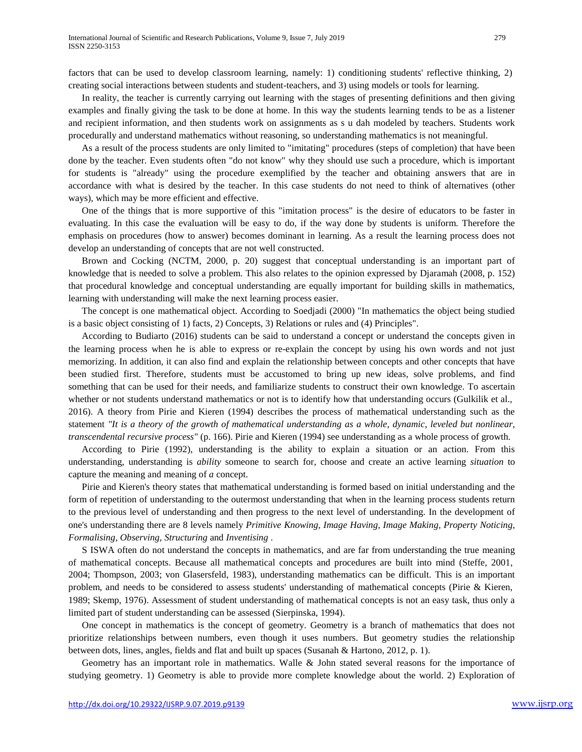factors that can be used to develop classroom learning, namely: 1) conditioning students' reflective thinking, 2) creating social interactions between students and student-teachers, and 3) using models or tools for learning.

In reality, the teacher is currently carrying out learning with the stages of presenting definitions and then giving examples and finally giving the task to be done at home. In this way the students learning tends to be as a listener and recipient information, and then students work on assignments as s u dah modeled by teachers. Students work procedurally and understand mathematics without reasoning, so understanding mathematics is not meaningful.

As a result of the process students are only limited to "imitating" procedures (steps of completion) that have been done by the teacher. Even students often "do not know" why they should use such a procedure, which is important for students is "already" using the procedure exemplified by the teacher and obtaining answers that are in accordance with what is desired by the teacher. In this case students do not need to think of alternatives (other ways), which may be more efficient and effective.

One of the things that is more supportive of this "imitation process" is the desire of educators to be faster in evaluating. In this case the evaluation will be easy to do, if the way done by students is uniform. Therefore the emphasis on procedures (how to answer) becomes dominant in learning. As a result the learning process does not develop an understanding of concepts that are not well constructed.

Brown and Cocking (NCTM, 2000, p. 20) suggest that conceptual understanding is an important part of knowledge that is needed to solve a problem. This also relates to the opinion expressed by Djaramah (2008, p. 152) that procedural knowledge and conceptual understanding are equally important for building skills in mathematics, learning with understanding will make the next learning process easier.

The concept is one mathematical object. According to Soedjadi (2000) "In mathematics the object being studied is a basic object consisting of 1) facts, 2) Concepts, 3) Relations or rules and (4) Principles".

According to Budiarto (2016) students can be said to understand a concept or understand the concepts given in the learning process when he is able to express or re-explain the concept by using his own words and not just memorizing. In addition, it can also find and explain the relationship between concepts and other concepts that have been studied first. Therefore, students must be accustomed to bring up new ideas, solve problems, and find something that can be used for their needs, and familiarize students to construct their own knowledge. To ascertain whether or not students understand mathematics or not is to identify how that understanding occurs (Gulkilik et al., 2016). A theory from Pirie and Kieren (1994) describes the process of mathematical understanding such as the statement *"It is a theory of the growth of mathematical understanding as a whole, dynamic, leveled but nonlinear, transcendental recursive process"* (p. 166). Pirie and Kieren (1994) see understanding as a whole process of growth.

According to Pirie (1992), understanding is the ability to explain a situation or an action. From this understanding, understanding is *ability* someone to search for, choose and create an active learning *situation* to capture the meaning and meaning of *a* concept.

Pirie and Kieren's theory states that mathematical understanding is formed based on initial understanding and the form of repetition of understanding to the outermost understanding that when in the learning process students return to the previous level of understanding and then progress to the next level of understanding. In the development of one's understanding there are 8 levels namely *Primitive Knowing, Image Having, Image Making, Property Noticing, Formalising, Observing, Structuring* and *Inventising* .

S ISWA often do not understand the concepts in mathematics, and are far from understanding the true meaning of mathematical concepts. Because all mathematical concepts and procedures are built into mind (Steffe, 2001, 2004; Thompson, 2003; von Glasersfeld, 1983), understanding mathematics can be difficult. This is an important problem, and needs to be considered to assess students' understanding of mathematical concepts (Pirie & Kieren, 1989; Skemp, 1976). Assessment of student understanding of mathematical concepts is not an easy task, thus only a limited part of student understanding can be assessed (Sierpinska, 1994).

One concept in mathematics is the concept of geometry. Geometry is a branch of mathematics that does not prioritize relationships between numbers, even though it uses numbers. But geometry studies the relationship between dots, lines, angles, fields and flat and built up spaces (Susanah & Hartono, 2012, p. 1).

Geometry has an important role in mathematics. Walle & John stated several reasons for the importance of studying geometry. 1) Geometry is able to provide more complete knowledge about the world. 2) Exploration of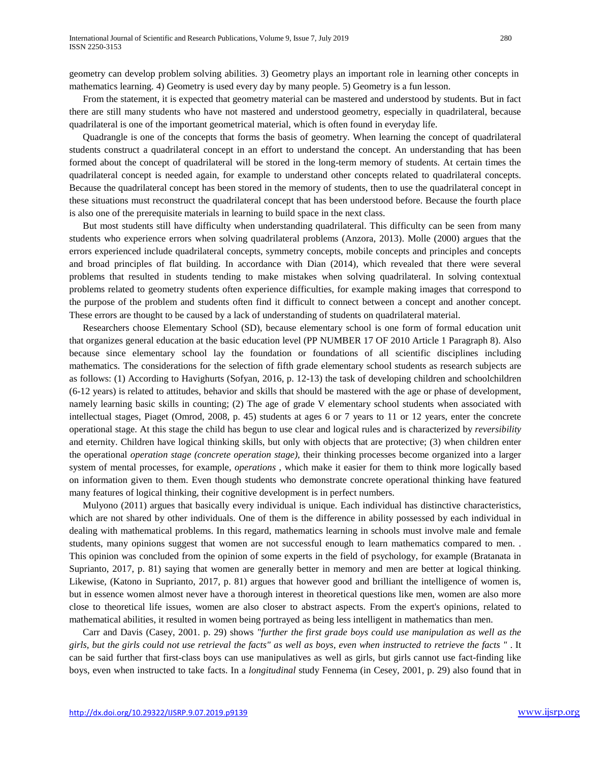geometry can develop problem solving abilities. 3) Geometry plays an important role in learning other concepts in mathematics learning. 4) Geometry is used every day by many people. 5) Geometry is a fun lesson.

From the statement, it is expected that geometry material can be mastered and understood by students. But in fact there are still many students who have not mastered and understood geometry, especially in quadrilateral, because quadrilateral is one of the important geometrical material, which is often found in everyday life.

Quadrangle is one of the concepts that forms the basis of geometry. When learning the concept of quadrilateral students construct a quadrilateral concept in an effort to understand the concept. An understanding that has been formed about the concept of quadrilateral will be stored in the long-term memory of students. At certain times the quadrilateral concept is needed again, for example to understand other concepts related to quadrilateral concepts. Because the quadrilateral concept has been stored in the memory of students, then to use the quadrilateral concept in these situations must reconstruct the quadrilateral concept that has been understood before. Because the fourth place is also one of the prerequisite materials in learning to build space in the next class.

But most students still have difficulty when understanding quadrilateral. This difficulty can be seen from many students who experience errors when solving quadrilateral problems (Anzora, 2013). Molle (2000) argues that the errors experienced include quadrilateral concepts, symmetry concepts, mobile concepts and principles and concepts and broad principles of flat building. In accordance with Dian (2014), which revealed that there were several problems that resulted in students tending to make mistakes when solving quadrilateral. In solving contextual problems related to geometry students often experience difficulties, for example making images that correspond to the purpose of the problem and students often find it difficult to connect between a concept and another concept. These errors are thought to be caused by a lack of understanding of students on quadrilateral material.

Researchers choose Elementary School (SD), because elementary school is one form of formal education unit that organizes general education at the basic education level (PP NUMBER 17 OF 2010 Article 1 Paragraph 8). Also because since elementary school lay the foundation or foundations of all scientific disciplines including mathematics. The considerations for the selection of fifth grade elementary school students as research subjects are as follows: (1) According to Havighurts (Sofyan, 2016, p. 12-13) the task of developing children and schoolchildren (6-12 years) is related to attitudes, behavior and skills that should be mastered with the age or phase of development, namely learning basic skills in counting; (2) The age of grade V elementary school students when associated with intellectual stages, Piaget (Omrod, 2008, p. 45) students at ages 6 or 7 years to 11 or 12 years, enter the concrete operational stage. At this stage the child has begun to use clear and logical rules and is characterized by *reversibility* and eternity. Children have logical thinking skills, but only with objects that are protective; (3) when children enter the operational *operation stage (concrete operation stage),* their thinking processes become organized into a larger system of mental processes, for example, *operations* , which make it easier for them to think more logically based on information given to them. Even though students who demonstrate concrete operational thinking have featured many features of logical thinking, their cognitive development is in perfect numbers.

Mulyono (2011) argues that basically every individual is unique. Each individual has distinctive characteristics, which are not shared by other individuals. One of them is the difference in ability possessed by each individual in dealing with mathematical problems. In this regard, mathematics learning in schools must involve male and female students, many opinions suggest that women are not successful enough to learn mathematics compared to men. . This opinion was concluded from the opinion of some experts in the field of psychology, for example (Bratanata in Suprianto, 2017, p. 81) saying that women are generally better in memory and men are better at logical thinking. Likewise, (Katono in Suprianto, 2017, p. 81) argues that however good and brilliant the intelligence of women is, but in essence women almost never have a thorough interest in theoretical questions like men, women are also more close to theoretical life issues, women are also closer to abstract aspects. From the expert's opinions, related to mathematical abilities, it resulted in women being portrayed as being less intelligent in mathematics than men.

Carr and Davis (Casey, 2001. p. 29) shows *"further the first grade boys could use manipulation as well as the girls, but the girls could not use retrieval the facts" as well as boys, even when instructed to retrieve the facts "* . It can be said further that first-class boys can use manipulatives as well as girls, but girls cannot use fact-finding like boys, even when instructed to take facts. In a *longitudinal* study Fennema (in Cesey, 2001, p. 29) also found that in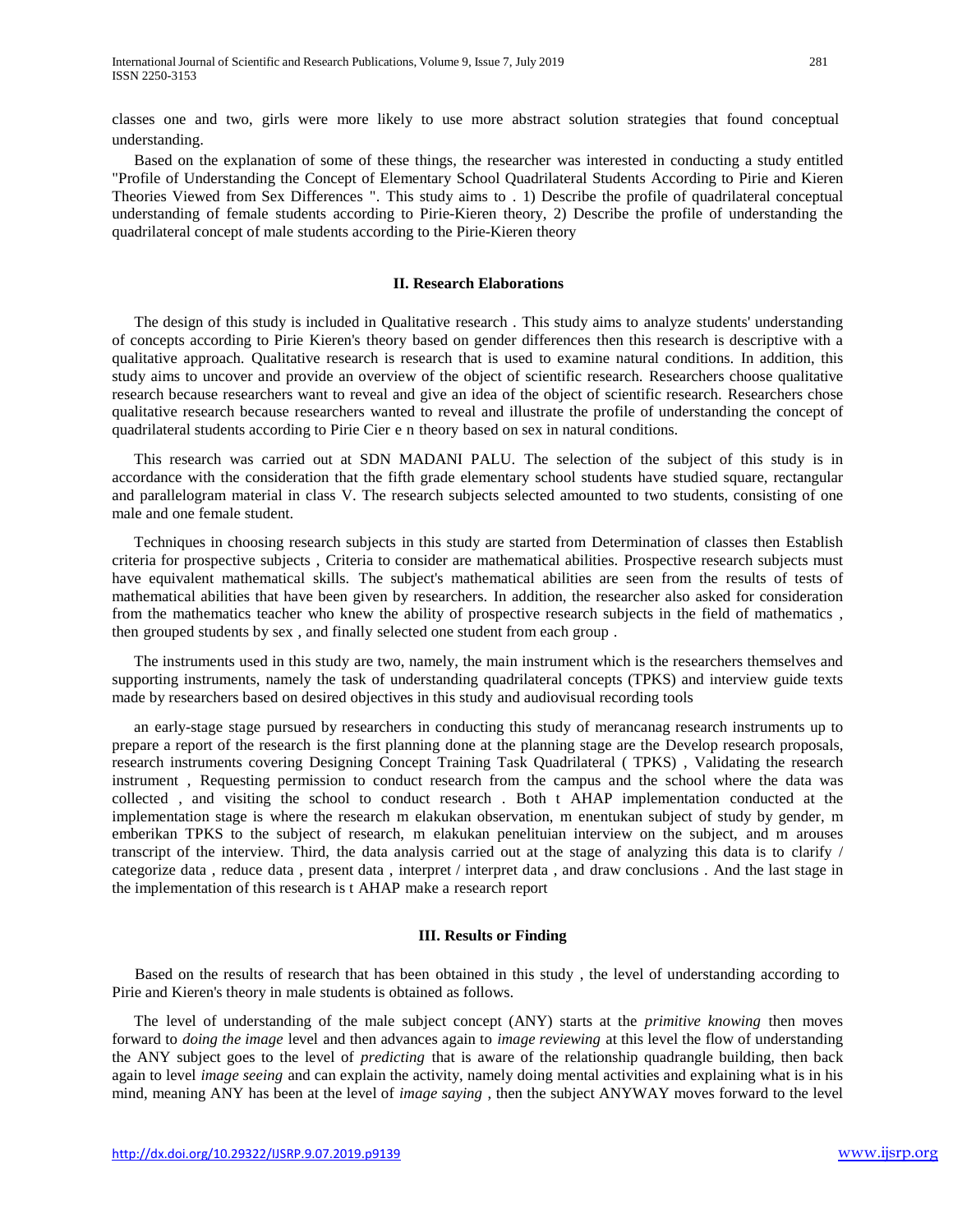classes one and two, girls were more likely to use more abstract solution strategies that found conceptual understanding.

Based on the explanation of some of these things, the researcher was interested in conducting a study entitled "Profile of Understanding the Concept of Elementary School Quadrilateral Students According to Pirie and Kieren Theories Viewed from Sex Differences ". This study aims to . 1) Describe the profile of quadrilateral conceptual understanding of female students according to Pirie-Kieren theory, 2) Describe the profile of understanding the quadrilateral concept of male students according to the Pirie-Kieren theory

## II. Research Elaborations

The design of this study is included in Qualitative research . This study aims to analyze students' understanding of concepts according to Pirie Kieren's theory based on gender differences then this research is descriptive with a qualitative approach. Qualitative research is research that is used to examine natural conditions. In addition, this study aims to uncover and provide an overview of the object of scientific research. Researchers choose qualitative research because researchers want to reveal and give an idea of the object of scientific research. Researchers chose qualitative research because researchers wanted to reveal and illustrate the profile of understanding the concept of quadrilateral students according to Pirie Cier e n theory based on sex in natural conditions.

This research was carried out at SDN MADANI PALU. The selection of the subject of this study is in accordance with the consideration that the fifth grade elementary school students have studied square, rectangular and parallelogram material in class V. The research subjects selected amounted to two students, consisting of one male and one female student.

Techniques in choosing research subjects in this study are started from Determination of classes then Establish criteria for prospective subjects , Criteria to consider are mathematical abilities. Prospective research subjects must have equivalent mathematical skills. The subject's mathematical abilities are seen from the results of tests of mathematical abilities that have been given by researchers. In addition, the researcher also asked for consideration from the mathematics teacher who knew the ability of prospective research subjects in the field of mathematics , then grouped students by sex , and finally selected one student from each group .

The instruments used in this study are two, namely, the main instrument which is the researchers themselves and supporting instruments, namely the task of understanding quadrilateral concepts (TPKS) and interview guide texts made by researchers based on desired objectives in this study and audiovisual recording tools

an early-stage stage pursued by researchers in conducting this study of merancanag research instruments up to prepare a report of the research is the first planning done at the planning stage are the Develop research proposals, research instruments covering Designing Concept Training Task Quadrilateral ( TPKS) , Validating the research instrument , Requesting permission to conduct research from the campus and the school where the data was collected , and visiting the school to conduct research . Both t AHAP implementation conducted at the implementation stage is where the research m elakukan observation, m enentukan subject of study by gender, m emberikan TPKS to the subject of research, m elakukan penelituian interview on the subject, and m arouses transcript of the interview. Third, the data analysis carried out at the stage of analyzing this data is to clarify / categorize data , reduce data , present data , interpret / interpret data , and draw conclusions . And the last stage in the implementation of this research is t AHAP make a research report

## III. Results or Finding

Based on the results of research that has been obtained in this study , the level of understanding according to Pirie and Kieren's theory in male students is obtained as follows.

The level of understanding of the male subject concept (ANY) starts at the *primitive knowing* then moves forward to *doing the image* level and then advances again to *image reviewing* at this level the flow of understanding the ANY subject goes to the level of *predicting* that is aware of the relationship quadrangle building, then back again to level *image seeing* and can explain the activity, namely doing mental activities and explaining what is in his mind, meaning ANY has been at the level of *image saying* , then the subject ANYWAY moves forward to the level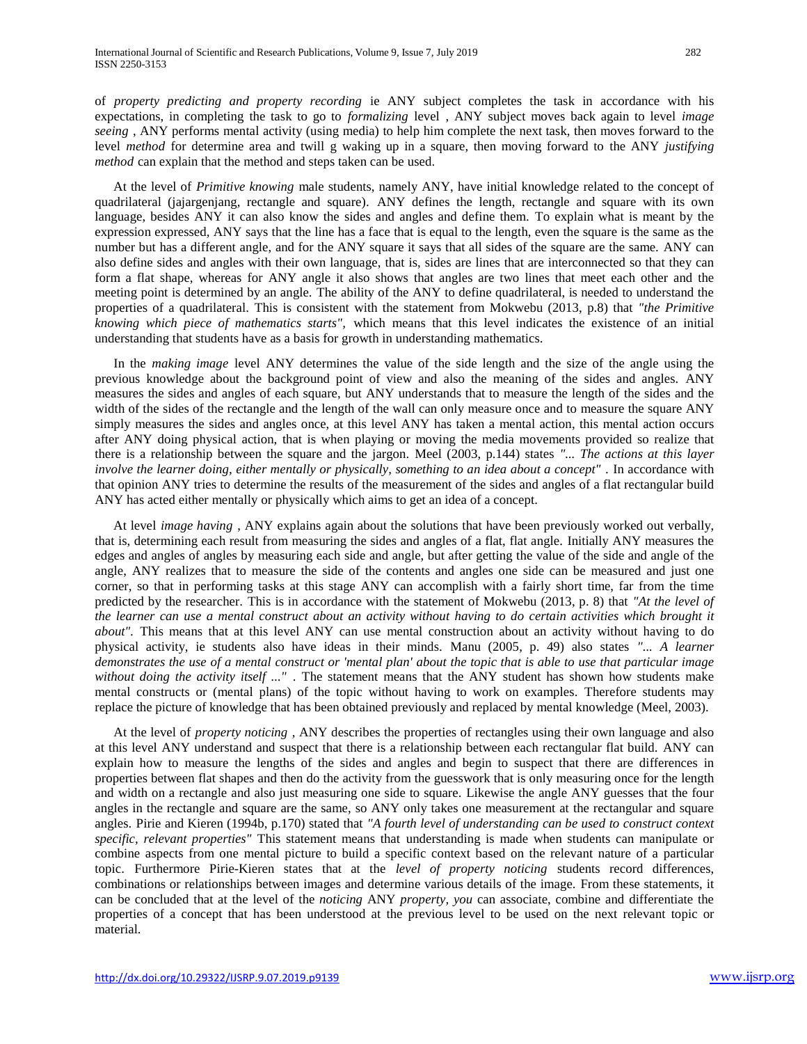of *property predicting and property recording* ie ANY subject completes the task in accordance with his expectations, in completing the task to go to *formalizing* level , ANY subject moves back again to level *image seeing* , ANY performs mental activity (using media) to help him complete the next task, then moves forward to the level *method* for determine area and twill g waking up in a square, then moving forward to the ANY *justifying method* can explain that the method and steps taken can be used.

At the level of *Primitive knowing* male students, namely ANY, have initial knowledge related to the concept of quadrilateral (jajargenjang, rectangle and square). ANY defines the length, rectangle and square with its own language, besides ANY it can also know the sides and angles and define them. To explain what is meant by the expression expressed, ANY says that the line has a face that is equal to the length, even the square is the same as the number but has a different angle, and for the ANY square it says that all sides of the square are the same. ANY can also define sides and angles with their own language, that is, sides are lines that are interconnected so that they can form a flat shape, whereas for ANY angle it also shows that angles are two lines that meet each other and the meeting point is determined by an angle. The ability of the ANY to define quadrilateral, is needed to understand the properties of a quadrilateral. This is consistent with the statement from Mokwebu (2013, p.8) that *"the Primitive knowing which piece of mathematics starts",* which means that this level indicates the existence of an initial understanding that students have as a basis for growth in understanding mathematics.

In the *making image* level ANY determines the value of the side length and the size of the angle using the previous knowledge about the background point of view and also the meaning of the sides and angles. ANY measures the sides and angles of each square, but ANY understands that to measure the length of the sides and the width of the sides of the rectangle and the length of the wall can only measure once and to measure the square ANY simply measures the sides and angles once, at this level ANY has taken a mental action, this mental action occurs after ANY doing physical action, that is when playing or moving the media movements provided so realize that there is a relationship between the square and the jargon. Meel (2003, p.144) states *"... The actions at this layer involve the learner doing, either mentally or physically, something to an idea about a concept"* . In accordance with that opinion ANY tries to determine the results of the measurement of the sides and angles of a flat rectangular build ANY has acted either mentally or physically which aims to get an idea of a concept.

At level *image having* , ANY explains again about the solutions that have been previously worked out verbally, that is, determining each result from measuring the sides and angles of a flat, flat angle. Initially ANY measures the edges and angles of angles by measuring each side and angle, but after getting the value of the side and angle of the angle, ANY realizes that to measure the side of the contents and angles one side can be measured and just one corner, so that in performing tasks at this stage ANY can accomplish with a fairly short time, far from the time predicted by the researcher. This is in accordance with the statement of Mokwebu (2013, p. 8) that *"At the level of the learner can use a mental construct about an activity without having to do certain activities which brought it about".* This means that at this level ANY can use mental construction about an activity without having to do physical activity, ie students also have ideas in their minds. Manu (2005, p. 49) also states *"... A learner demonstrates the use of a mental construct or 'mental plan' about the topic that is able to use that particular image without doing the activity itself ..."* . The statement means that the ANY student has shown how students make mental constructs or (mental plans) of the topic without having to work on examples. Therefore students may replace the picture of knowledge that has been obtained previously and replaced by mental knowledge (Meel, 2003).

At the level of *property noticing* , ANY describes the properties of rectangles using their own language and also at this level ANY understand and suspect that there is a relationship between each rectangular flat build. ANY can explain how to measure the lengths of the sides and angles and begin to suspect that there are differences in properties between flat shapes and then do the activity from the guesswork that is only measuring once for the length and width on a rectangle and also just measuring one side to square. Likewise the angle ANY guesses that the four angles in the rectangle and square are the same, so ANY only takes one measurement at the rectangular and square angles. Pirie and Kieren (1994b, p.170) stated that *"A fourth level of understanding can be used to construct context specific, relevant properties"* This statement means that understanding is made when students can manipulate or combine aspects from one mental picture to build a specific context based on the relevant nature of a particular topic. Furthermore Pirie-Kieren states that at the *level of property noticing* students record differences, combinations or relationships between images and determine various details of the image. From these statements, it can be concluded that at the level of the *noticing* ANY *property, you* can associate, combine and differentiate the properties of a concept that has been understood at the previous level to be used on the next relevant topic or material.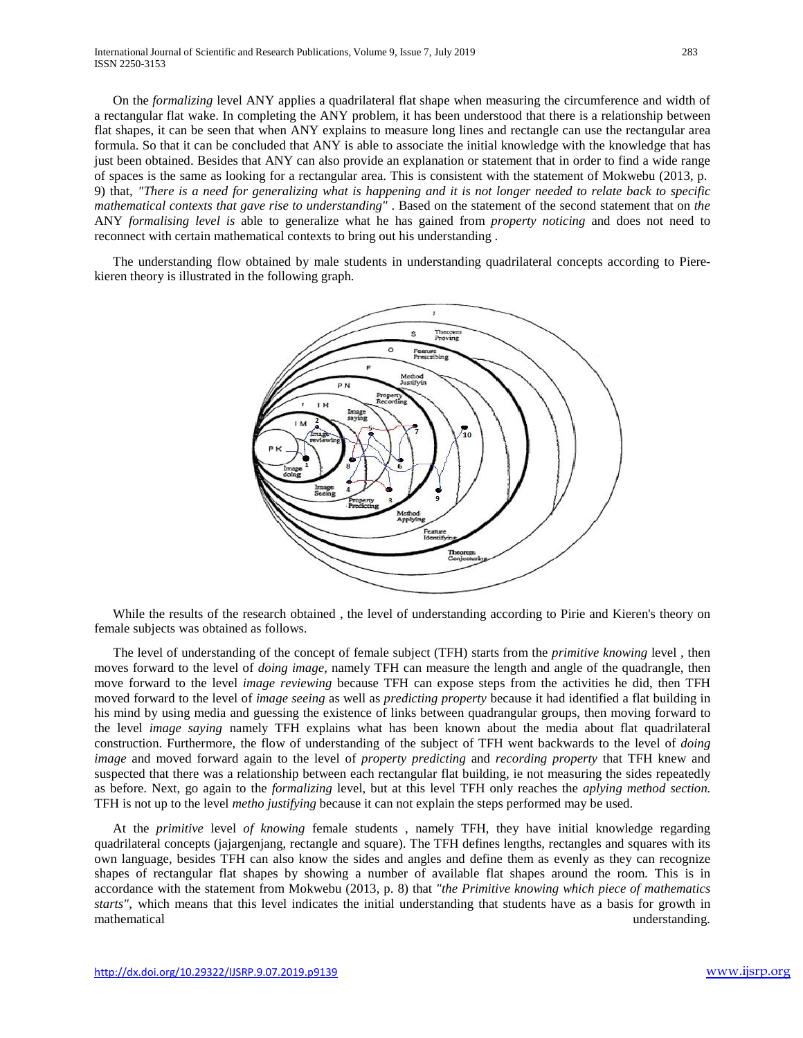On the *formalizing* level ANY applies a quadrilateral flat shape when measuring the circumference and width of a rectangular flat wake. In completing the ANY problem, it has been understood that there is a relationship between flat shapes, it can be seen that when ANY explains to measure long lines and rectangle can use the rectangular area formula. So that it can be concluded that ANY is able to associate the initial knowledge with the knowledge that has just been obtained. Besides that ANY can also provide an explanation or statement that in order to find a wide range of spaces is the same as looking for a rectangular area. This is consistent with the statement of Mokwebu (2013, p. 9) that, *"There is a need for generalizing what is happening and it is not longer needed to relate back to specific mathematical contexts that gave rise to understanding"* . Based on the statement of the second statement that on *the* ANY *formalising level is* able to generalize what he has gained from *property noticing* and does not need to reconnect with certain mathematical contexts to bring out his understanding .

The understanding flow obtained by male students in understanding quadrilateral concepts according to Piere-kieren theory is illustrated in the following graph.

While the results of the research obtained , the level of understanding according to Pirie and Kieren's theory on female subjects was obtained as follows.

The level of understanding of the concept of female subject (TFH) starts from the *primitive knowing* level , then moves forward to the level of *doing image,* namely TFH can measure the length and angle of the quadrangle, then move forward to the level *image reviewing* because TFH can expose steps from the activities he did, then TFH moved forward to the level of *image seeing* as well as *predicting property* because it had identified a flat building in his mind by using media and guessing the existence of links between quadrangular groups, then moving forward to the level *image saying* namely TFH explains what has been known about the media about flat quadrilateral construction. Furthermore, the flow of understanding of the subject of TFH went backwards to the level of *doing image* and moved forward again to the level of *property predicting* and *recording property* that TFH knew and suspected that there was a relationship between each rectangular flat building, ie not measuring the sides repeatedly as before. Next, go again to the *formalizing* level, but at this level TFH only reaches the *aplying method section.* TFH is not up to the level *metho justifying* because it can not explain the steps performed may be used.

At the *primitive* level *of knowing* female students , namely TFH, they have initial knowledge regarding quadrilateral concepts (jajargenjang, rectangle and square). The TFH defines lengths, rectangles and squares with its own language, besides TFH can also know the sides and angles and define them as evenly as they can recognize shapes of rectangular flat shapes by showing a number of available flat shapes around the room. This is in accordance with the statement from Mokwebu (2013, p. 8) that *"the Primitive knowing which piece of mathematics starts"*, which means that this level indicates the initial understanding that students have as a basis for growth in mathematical understanding.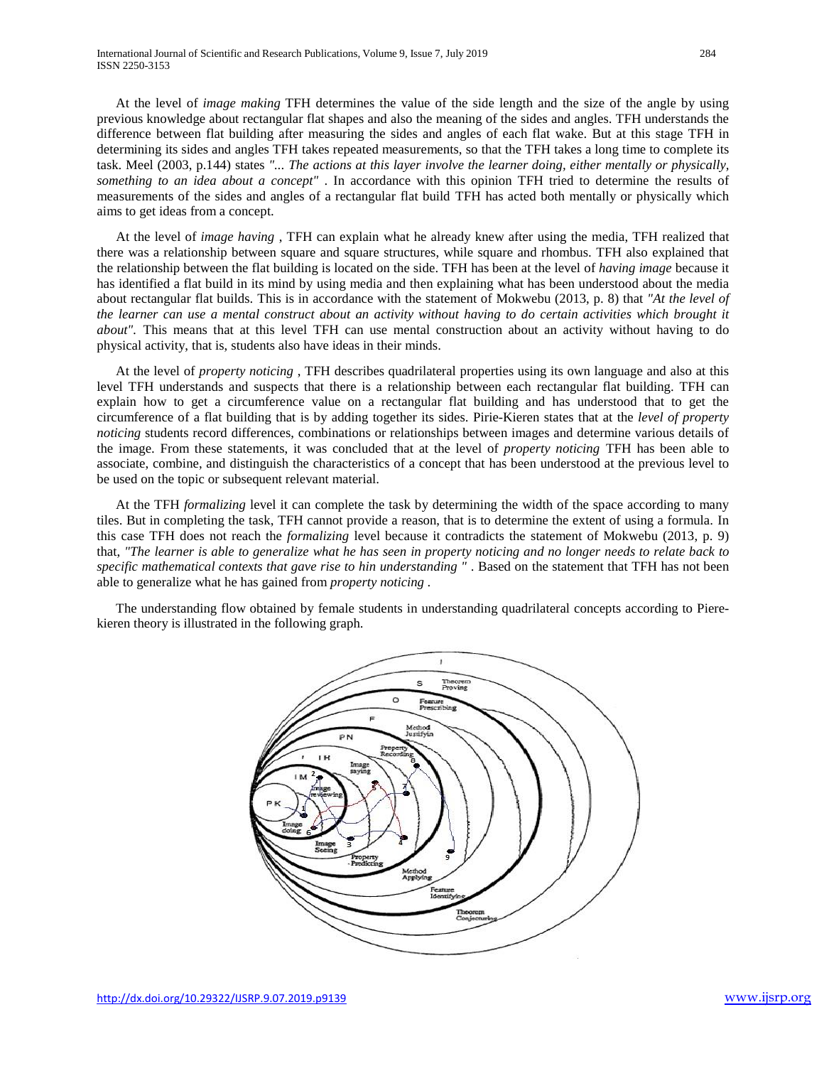At the level of *image making* TFH determines the value of the side length and the size of the angle by using previous knowledge about rectangular flat shapes and also the meaning of the sides and angles. TFH understands the difference between flat building after measuring the sides and angles of each flat wake. But at this stage TFH in determining its sides and angles TFH takes repeated measurements, so that the TFH takes a long time to complete its task. Meel (2003, p.144) states *"... The actions at this layer involve the learner doing, either mentally or physically, something to an idea about a concept"* . In accordance with this opinion TFH tried to determine the results of measurements of the sides and angles of a rectangular flat build TFH has acted both mentally or physically which aims to get ideas from a concept.

At the level of *image having* , TFH can explain what he already knew after using the media, TFH realized that there was a relationship between square and square structures, while square and rhombus. TFH also explained that the relationship between the flat building is located on the side. TFH has been at the level of *having image* because it has identified a flat build in its mind by using media and then explaining what has been understood about the media about rectangular flat builds. This is in accordance with the statement of Mokwebu (2013, p. 8) that *"At the level of the learner can use a mental construct about an activity without having to do certain activities which brought it about"*. This means that at this level TFH can use mental construction about an activity without having to do physical activity, that is, students also have ideas in their minds.

At the level of *property noticing* , TFH describes quadrilateral properties using its own language and also at this level TFH understands and suspects that there is a relationship between each rectangular flat building. TFH can explain how to get a circumference value on a rectangular flat building and has understood that to get the circumference of a flat building that is by adding together its sides. Pirie-Kieren states that at the *level of property noticing* students record differences, combinations or relationships between images and determine various details of the image. From these statements, it was concluded that at the level of *property noticing* TFH has been able to associate, combine, and distinguish the characteristics of a concept that has been understood at the previous level to be used on the topic or subsequent relevant material.

At the TFH *formalizing* level it can complete the task by determining the width of the space according to many tiles. But in completing the task, TFH cannot provide a reason, that is to determine the extent of using a formula. In this case TFH does not reach the *formalizing* level because it contradicts the statement of Mokwebu (2013, p. 9) that, *"The learner is able to generalize what he has seen in property noticing and no longer needs to relate back to specific mathematical contexts that gave rise to hin understanding "* . Based on the statement that TFH has not been able to generalize what he has gained from *property noticing* .

The understanding flow obtained by female students in understanding quadrilateral concepts according to Piere-kieren theory is illustrated in the following graph.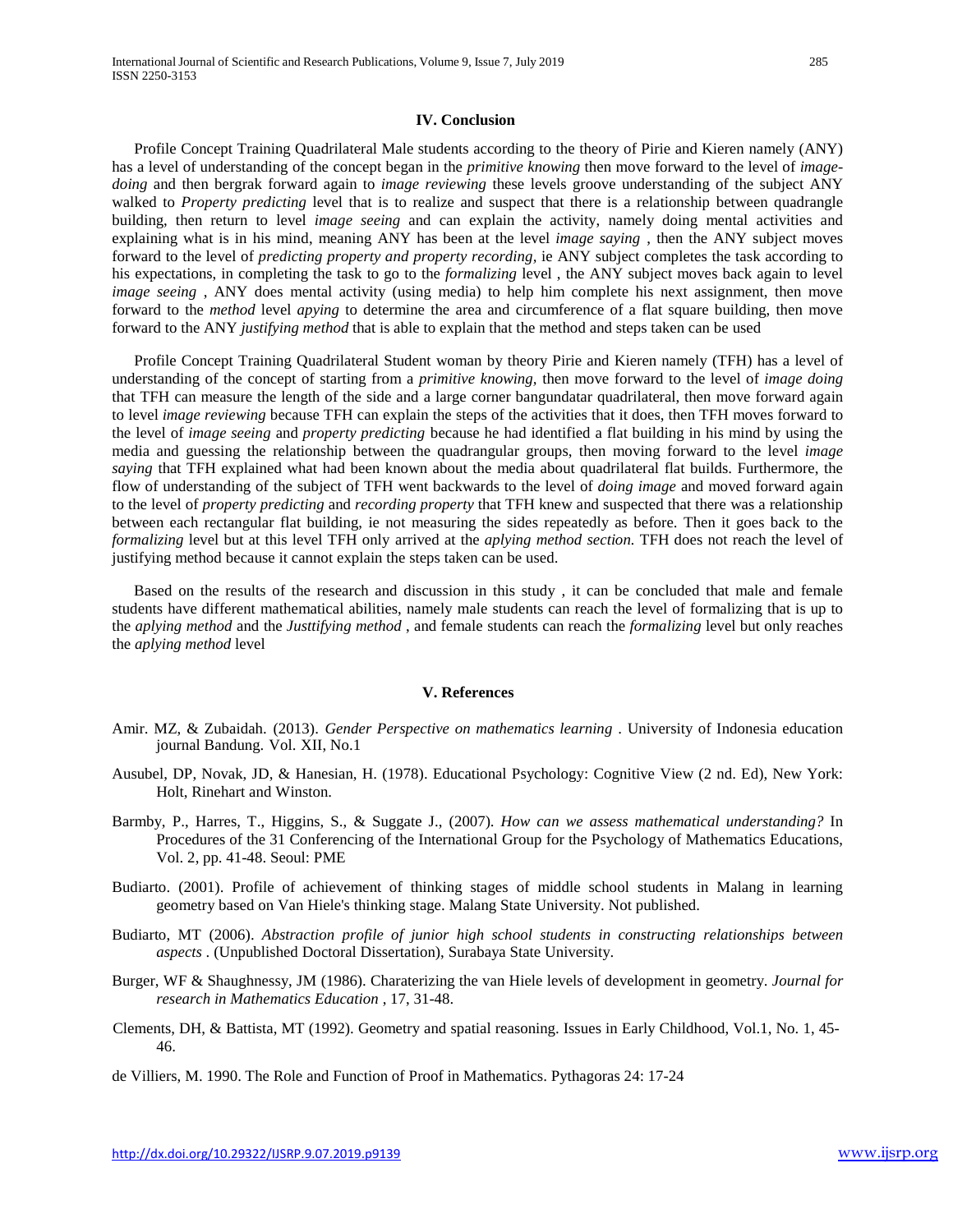## IV. Conclusion

Profile Concept Training Quadrilateral Male students according to the theory of Pirie and Kieren namely (ANY) has a level of understanding of the concept began in the *primitive knowing* then move forward to the level of *image-doing* and then bergrak forward again to *image reviewing* these levels groove understanding of the subject ANY walked to *Property predicting* level that is to realize and suspect that there is a relationship between quadrangle building, then return to level *image seeing* and can explain the activity, namely doing mental activities and explaining what is in his mind, meaning ANY has been at the level *image saying* , then the ANY subject moves forward to the level of *predicting property and property recording*, ie ANY subject completes the task according to his expectations, in completing the task to go to the *formalizing* level , the ANY subject moves back again to level *image seeing* , ANY does mental activity (using media) to help him complete his next assignment, then move forward to the *method* level *apying* to determine the area and circumference of a flat square building, then move forward to the ANY *justifying method* that is able to explain that the method and steps taken can be used

Profile Concept Training Quadrilateral Student woman by theory Pirie and Kieren namely (TFH) has a level of understanding of the concept of starting from a *primitive knowing,* then move forward to the level of *image doing* that TFH can measure the length of the side and a large corner bangundatar quadrilateral, then move forward again to level *image reviewing* because TFH can explain the steps of the activities that it does, then TFH moves forward to the level of *image seeing* and *property predicting* because he had identified a flat building in his mind by using the media and guessing the relationship between the quadrangular groups, then moving forward to the level *image saying* that TFH explained what had been known about the media about quadrilateral flat builds. Furthermore, the flow of understanding of the subject of TFH went backwards to the level of *doing image* and moved forward again to the level of *property predicting* and *recording property* that TFH knew and suspected that there was a relationship between each rectangular flat building, ie not measuring the sides repeatedly as before. Then it goes back to the *formalizing* level but at this level TFH only arrived at the *aplying method section.* TFH does not reach the level of justifying method because it cannot explain the steps taken can be used.

Based on the results of the research and discussion in this study , it can be concluded that male and female students have different mathematical abilities, namely male students can reach the level of formalizing that is up to the *aplying method* and the *Justtifying method* , and female students can reach the *formalizing* level but only reaches the *aplying method* level

## V. References

Amir. MZ, & Zubaidah. (2013). *Gender Perspective on mathematics learning* . University of Indonesia education journal Bandung. Vol. XII, No.1

Ausubel, DP, Novak, JD, & Hanesian, H. (1978). Educational Psychology: Cognitive View (2 nd. Ed), New York: Holt, Rinehart and Winston.

Barmby, P., Harres, T., Higgins, S., & Suggate J., (2007). *How can we assess mathematical understanding?* In Procedures of the 31 Conferencing of the International Group for the Psychology of Mathematics Educations, Vol. 2, pp. 41-48. Seoul: PME

Budiarto. (2001). Profile of achievement of thinking stages of middle school students in Malang in learning geometry based on Van Hiele's thinking stage. Malang State University. Not published.

Budiarto, MT (2006). *Abstraction profile of junior high school students in constructing relationships between aspects* . (Unpublished Doctoral Dissertation), Surabaya State University.

Burger, WF & Shaughnessy, JM (1986). Charaterizing the van Hiele levels of development in geometry. *Journal for research in Mathematics Education* , 17, 31-48.

Clements, DH, & Battista, MT (1992). Geometry and spatial reasoning. Issues in Early Childhood, Vol.1, No. 1, 45-46.

de Villiers, M. 1990. The Role and Function of Proof in Mathematics. Pythagoras 24: 17-24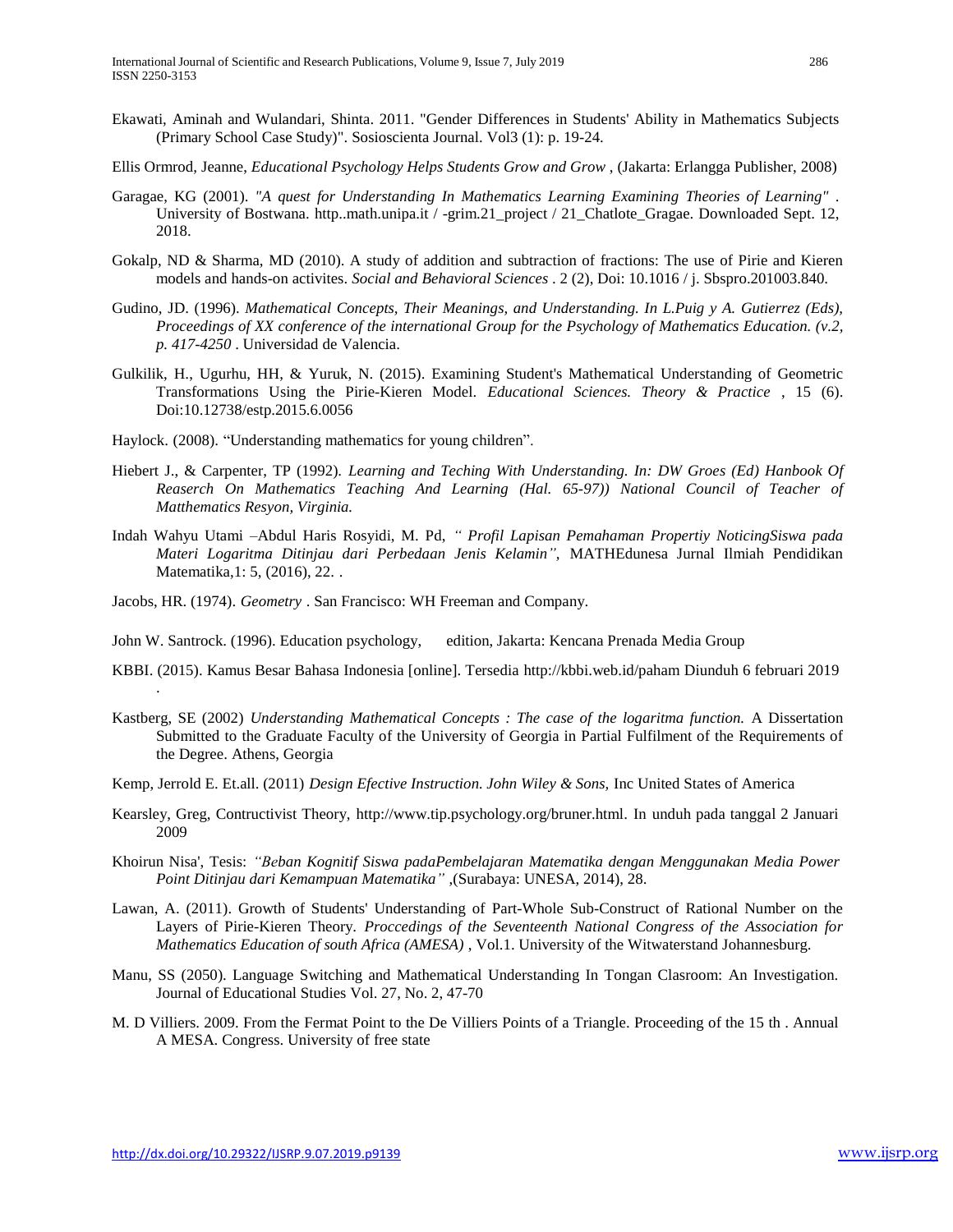Ekawati, Aminah and Wulandari, Shinta. 2011. "Gender Differences in Students' Ability in Mathematics Subjects (Primary School Case Study)". Sosioscienta Journal. Vol3 (1): p. 19-24.

Ellis Ormrod, Jeanne, *Educational Psychology Helps Students Grow and Grow* , (Jakarta: Erlangga Publisher, 2008)

Garagae, KG (2001). *"A quest for Understanding In Mathematics Learning Examining Theories of Learning"* . University of Bostwana. http..math.unipa.it / -grim.21_project / 21_Chatlote_Gragae. Downloaded Sept. 12, 2018.

Gokalp, ND & Sharma, MD (2010). A study of addition and subtraction of fractions: The use of Pirie and Kieren models and hands-on activites. *Social and Behavioral Sciences* . 2 (2), Doi: 10.1016 / j. Sbspro.201003.840.

Gudino, JD. (1996). *Mathematical Concepts, Their Meanings, and Understanding. In L.Puig y A. Gutierrez (Eds), Proceedings of XX conference of the international Group for the Psychology of Mathematics Education. (v.2, p. 417-4250* . Universidad de Valencia.

Gulkilik, H., Ugurhu, HH, & Yuruk, N. (2015). Examining Student's Mathematical Understanding of Geometric Transformations Using the Pirie-Kieren Model. *Educational Sciences. Theory & Practice* , 15 (6). Doi:10.12738/estp.2015.6.0056

Haylock. (2008). "Understanding mathematics for young children".

Hiebert J., & Carpenter, TP (1992). *Learning and Teching With Understanding. In: DW Groes (Ed) Hanbook Of Reaserch On Mathematics Teaching And Learning (Hal. 65-97)) National Council of Teacher of Matthematics Resyon, Virginia.*

Indah Wahyu Utami –Abdul Haris Rosyidi, M. Pd, *" Profil Lapisan Pemahaman Propertiy NoticingSiswa pada Materi Logaritma Ditinjau dari Perbedaan Jenis Kelamin",* MATHEdunesa Jurnal Ilmiah Pendidikan Matematika,1: 5, (2016), 22. .

Jacobs, HR. (1974). *Geometry* . San Francisco: WH Freeman and Company.

John W. Santrock. (1996). Education psychology, edition, Jakarta: Kencana Prenada Media Group

KBBI. (2015). Kamus Besar Bahasa Indonesia [online]. Tersedia http://kbbi.web.id/paham Diunduh 6 februari 2019 .

Kastberg, SE (2002) *Understanding Mathematical Concepts : The case of the logaritma function.* A Dissertation Submitted to the Graduate Faculty of the University of Georgia in Partial Fulfilment of the Requirements of the Degree. Athens, Georgia

Kemp, Jerrold E. Et.all. (2011) *Design Efective Instruction. John Wiley & Sons,* Inc United States of America

Kearsley, Greg, Contructivist Theory, http://www.tip.psychology.org/bruner.html. In unduh pada tanggal 2 Januari 2009

Khoirun Nisa', Tesis: *"Beban Kognitif Siswa padaPembelajaran Matematika dengan Menggunakan Media Power Point Ditinjau dari Kemampuan Matematika"* ,(Surabaya: UNESA, 2014), 28.

Lawan, A. (2011). Growth of Students' Understanding of Part-Whole Sub-Construct of Rational Number on the Layers of Pirie-Kieren Theory. *Proccedings of the Seventeenth National Congress of the Association for Mathematics Education of south Africa (AMESA)* , Vol.1. University of the Witwaterstand Johannesburg.

Manu, SS (2050). Language Switching and Mathematical Understanding In Tongan Clasroom: An Investigation. Journal of Educational Studies Vol. 27, No. 2, 47-70

M. D Villiers. 2009. From the Fermat Point to the De Villiers Points of a Triangle. Proceeding of the 15 th . Annual A MESA. Congress. University of free state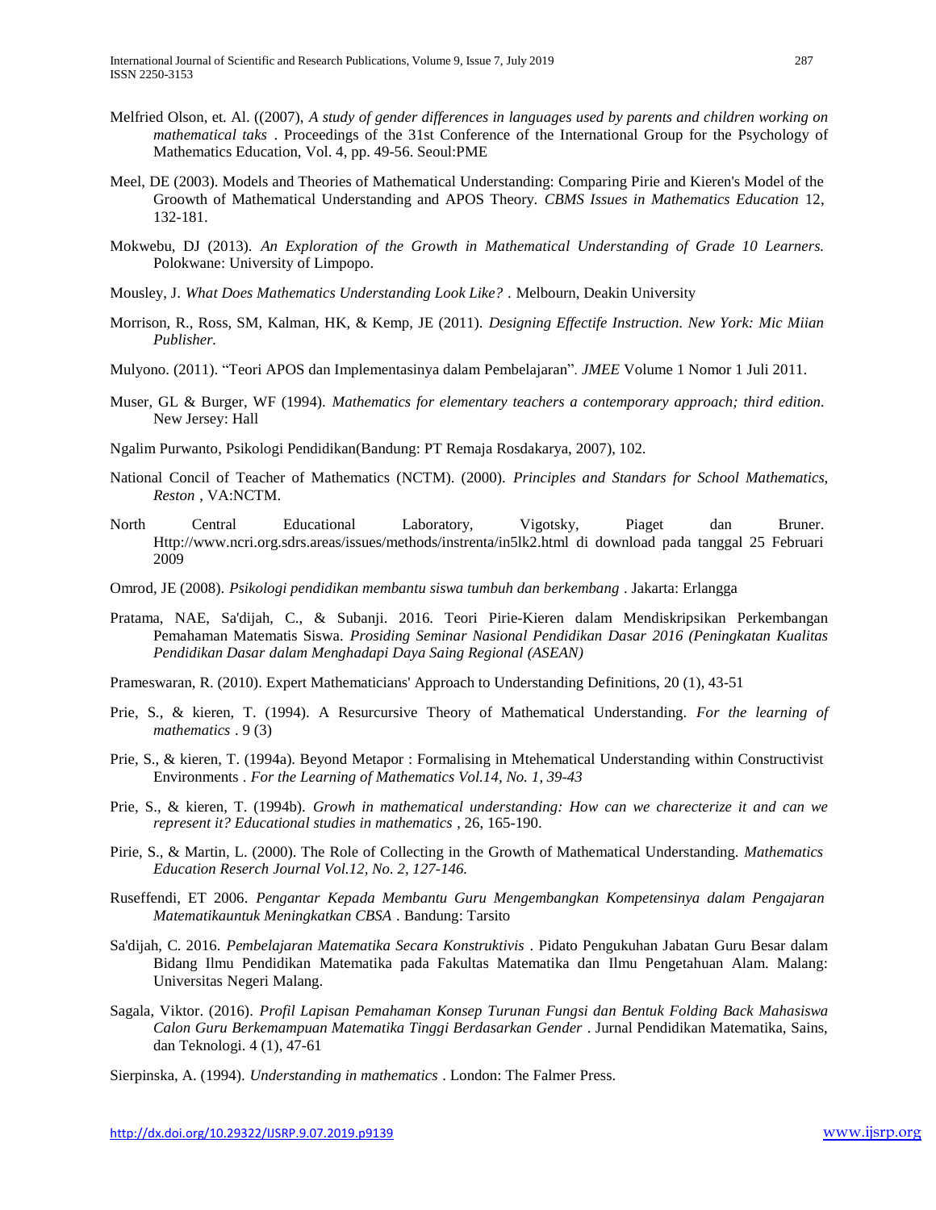Melfried Olson, et. Al. ((2007), *A study of gender differences in languages used by parents and children working on mathematical taks* . Proceedings of the 31st Conference of the International Group for the Psychology of Mathematics Education, Vol. 4, pp. 49-56. Seoul:PME

Meel, DE (2003). Models and Theories of Mathematical Understanding: Comparing Pirie and Kieren's Model of the Groowth of Mathematical Understanding and APOS Theory. *CBMS Issues in Mathematics Education* 12, 132-181.

Mokwebu, DJ (2013). *An Exploration of the Growth in Mathematical Understanding of Grade 10 Learners.* Polokwane: University of Limpopo.

Mousley, J. *What Does Mathematics Understanding Look Like?* . Melbourn, Deakin University

Morrison, R., Ross, SM, Kalman, HK, & Kemp, JE (2011). *Designing Effectife Instruction. New York: Mic Miian Publisher.*

Mulyono. (2011). "Teori APOS dan Implementasinya dalam Pembelajaran". *JMEE* Volume 1 Nomor 1 Juli 2011.

Muser, GL & Burger, WF (1994). *Mathematics for elementary teachers a contemporary approach; third edition.* New Jersey: Hall

Ngalim Purwanto, Psikologi Pendidikan(Bandung: PT Remaja Rosdakarya, 2007), 102.

National Concil of Teacher of Mathematics (NCTM). (2000). *Principles and Standars for School Mathematics, Reston* , VA:NCTM.

North Central Educational Laboratory, Vigotsky, Piaget dan Bruner. Http://www.ncri.org.sdrs.areas/issues/methods/instrenta/in5lk2.html di download pada tanggal 25 Februari 2009

Omrod, JE (2008). *Psikologi pendidikan membantu siswa tumbuh dan berkembang* . Jakarta: Erlangga

Pratama, NAE, Sa'dijah, C., & Subanji. 2016. Teori Pirie-Kieren dalam Mendiskripsikan Perkembangan Pemahaman Matematis Siswa. *Prosiding Seminar Nasional Pendidikan Dasar 2016 (Peningkatan Kualitas Pendidikan Dasar dalam Menghadapi Daya Saing Regional (ASEAN)*

Prameswaran, R. (2010). Expert Mathematicians' Approach to Understanding Definitions, 20 (1), 43-51

Prie, S., & kieren, T. (1994). A Resurcursive Theory of Mathematical Understanding. *For the learning of mathematics* . 9 (3)

Prie, S., & kieren, T. (1994a). Beyond Metapor : Formalising in Mtehematical Understanding within Constructivist Environments . *For the Learning of Mathematics Vol.14, No. 1, 39-43*

Prie, S., & kieren, T. (1994b). *Growth in mathematical understanding: How can we charecterize it and can we represent it? Educational studies in mathematics* , 26, 165-190.

Pirie, S., & Martin, L. (2000). The Role of Collecting in the Growth of Mathematical Understanding. *Mathematics Education Reserch Journal Vol.12, No. 2, 127-146.*

Ruseffendi, ET 2006. *Pengantar Kepada Membantu Guru Mengembangkan Kompetensinya dalam Pengajaran Matematikauntuk Meningkatkan CBSA* . Bandung: Tarsito

Sa'dijah, C. 2016. *Pembelajaran Matematika Secara Konstruktivis* . Pidato Pengukuhan Jabatan Guru Besar dalam Bidang Ilmu Pendidikan Matematika pada Fakultas Matematika dan Ilmu Pengetahuan Alam. Malang: Universitas Negeri Malang.

Sagala, Viktor. (2016). *Profil Lapisan Pemahaman Konsep Turunan Fungsi dan Bentuk Folding Back Mahasiswa Calon Guru Berkemampuan Matematika Tinggi Berdasarkan Gender* . Jurnal Pendidikan Matematika, Sains, dan Teknologi. 4 (1), 47-61

Sierpinska, A. (1994). *Understanding in mathematics* . London: The Falmer Press.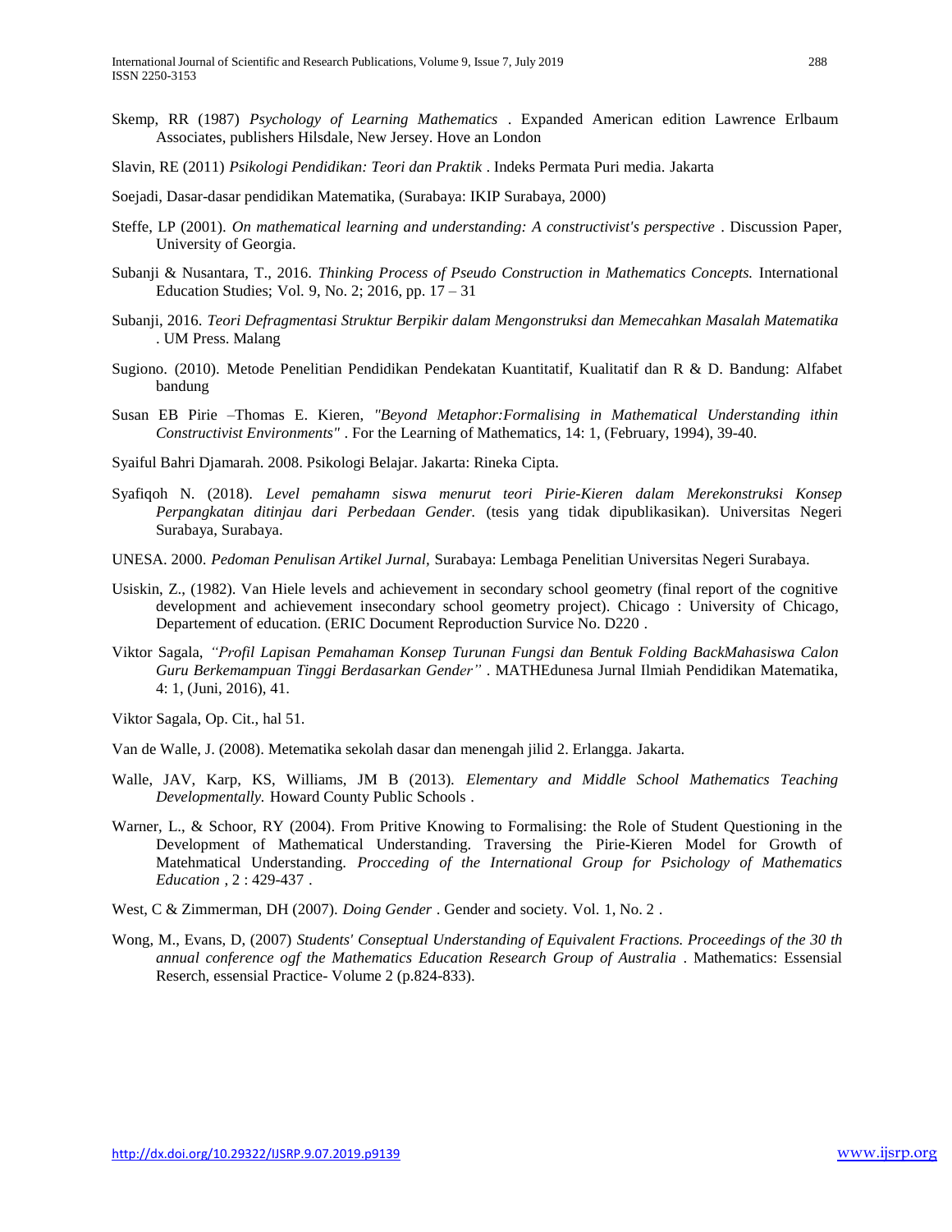Skemp, RR (1987) *Psychology of Learning Mathematics* . Expanded American edition Lawrence Erlbaum Associates, publishers Hilsdale, New Jersey. Hove an London

Slavin, RE (2011) *Psikologi Pendidikan: Teori dan Praktik* . Indeks Permata Puri media. Jakarta

Soejadi, Dasar-dasar pendidikan Matematika, (Surabaya: IKIP Surabaya, 2000)

Steffe, LP (2001). *On mathematical learning and understanding: A constructivist's perspective* . Discussion Paper, University of Georgia.

Subanji & Nusantara, T., 2016. *Thinking Process of Pseudo Construction in Mathematics Concepts.* International Education Studies; Vol. 9, No. 2; 2016, pp. 17 – 31

Subanji, 2016. *Teori Defragmentasi Struktur Berpikir dalam Mengonstruksi dan Memecahkan Masalah Matematika* . UM Press. Malang

Sugiono. (2010). Metode Penelitian Pendidikan Pendekatan Kuantitatif, Kualitatif dan R & D. Bandung: Alfabet bandung

Susan EB Pirie –Thomas E. Kieren, *"Beyond Metaphor:Formalising in Mathematical Understanding ithin Constructivist Environments"* . For the Learning of Mathematics, 14: 1, (February, 1994), 39-40.

Syaiful Bahri Djamarah. 2008. Psikologi Belajar. Jakarta: Rineka Cipta.

Syafiqoh N. (2018). *Level pemahamn siswa menurut teori Pirie-Kieren dalam Merekonstruksi Konsep Perpangkatan ditinjau dari Perbedaan Gender.* (tesis yang tidak dipublikasikan). Universitas Negeri Surabaya, Surabaya.

UNESA. 2000. *Pedoman Penulisan Artikel Jurnal,* Surabaya: Lembaga Penelitian Universitas Negeri Surabaya.

Usiskin, Z., (1982). Van Hiele levels and achievement in secondary school geometry (final report of the cognitive development and achievement insecondary school geometry project). Chicago : University of Chicago, Departement of education. (ERIC Document Reproduction Survice No. D220 .

Viktor Sagala, *"Profil Lapisan Pemahaman Konsep Turunan Fungsi dan Bentuk Folding BackMahasiswa Calon Guru Berkemampuan Tinggi Berdasarkan Gender"* . MATHEdunesa Jurnal Ilmiah Pendidikan Matematika, 4: 1, (Juni, 2016), 41.

Viktor Sagala, Op. Cit., hal 51.

Van de Walle, J. (2008). Metematika sekolah dasar dan menengah jilid 2. Erlangga. Jakarta.

Walle, JAV, Karp, KS, Williams, JM B (2013). *Elementary and Middle School Mathematics Teaching Developmentally.* Howard County Public Schools .

Warner, L., & Schoor, RY (2004). From Pritive Knowing to Formalising: the Role of Student Questioning in the Development of Mathematical Understanding. Traversing the Pirie-Kieren Model for Growth of Matehmatical Understanding. *Procceding of the International Group for Psichology of Mathematics Education* , 2 : 429-437 .

West, C & Zimmerman, DH (2007). *Doing Gender* . Gender and society. Vol. 1, No. 2 .

Wong, M., Evans, D, (2007) *Students' Conseptual Understanding of Equivalent Fractions. Proceedings of the 30 th annual conference ogf the Mathematics Education Research Group of Australia* . Mathematics: Essensial Reserch, essensial Practice- Volume 2 (p.824-833).